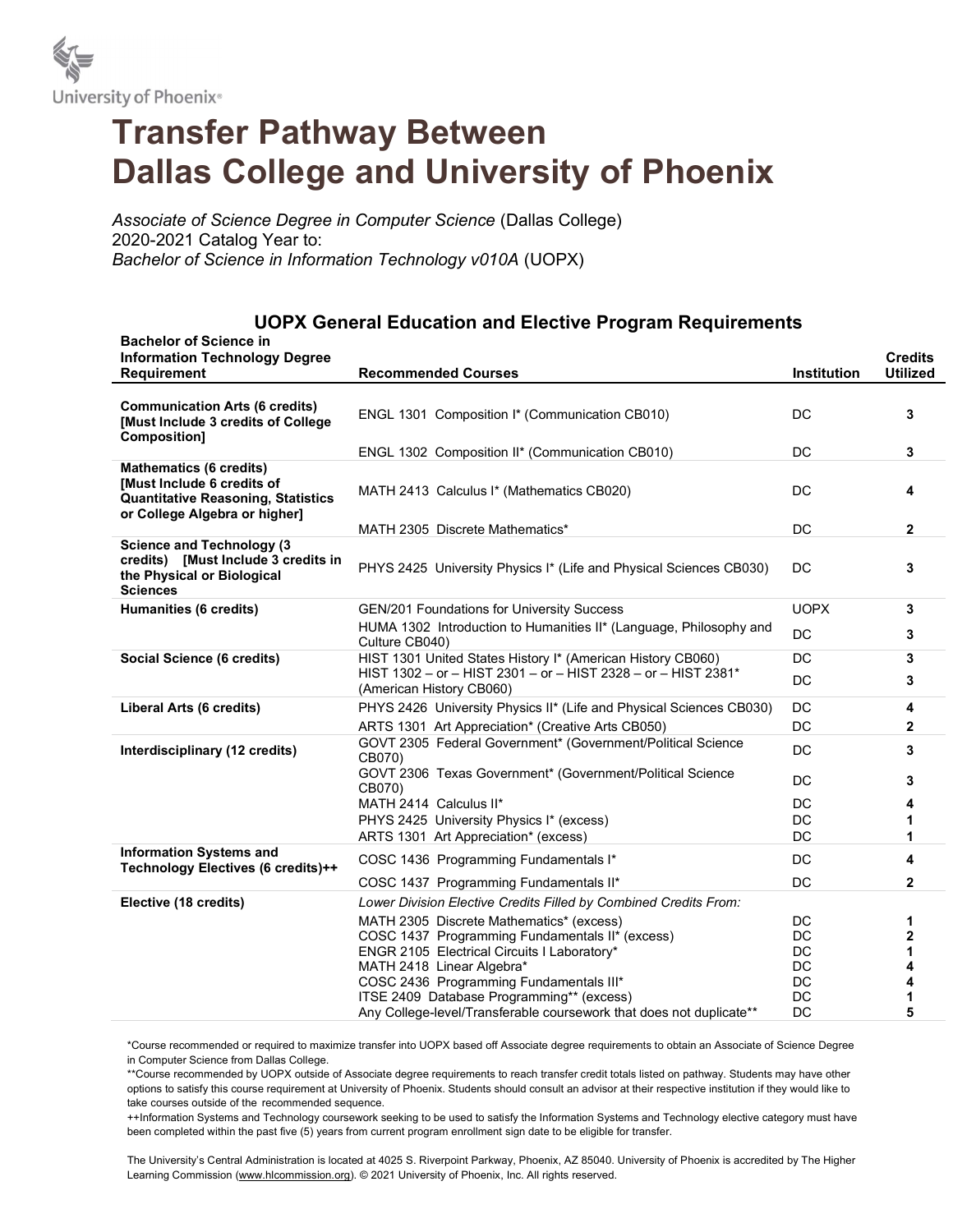University of Phoenix®

# Transfer Pathway Between Dallas College and University of Phoenix

*Associate of Science Degree in Computer Science* (Dallas College)
2020-2021 Catalog Year to:
*Bachelor of Science in Information Technology v010A* (UOPX)

## UOPX General Education and Elective Program Requirements

| Bachelor of Science in Information Technology Degree Requirement | Recommended Courses | Institution | Credits Utilized |
|---|---|---|---|
| **Communication Arts (6 credits) [Must Include 3 credits of College Composition]** | ENGL 1301 Composition I* (Communication CB010) | DC | **3** |
| | ENGL 1302 Composition II* (Communication CB010) | DC | **3** |
| **Mathematics (6 credits) [Must Include 6 credits of Quantitative Reasoning, Statistics or College Algebra or higher]** | MATH 2413 Calculus I* (Mathematics CB020) | DC | **4** |
| | MATH 2305 Discrete Mathematics* | DC | **2** |
| **Science and Technology (3 credits) [Must Include 3 credits in the Physical or Biological Sciences** | PHYS 2425 University Physics I* (Life and Physical Sciences CB030) | DC | **3** |
| **Humanities (6 credits)** | GEN/201 Foundations for University Success | UOPX | **3** |
| | HUMA 1302 Introduction to Humanities II* (Language, Philosophy and Culture CB040) | DC | **3** |
| **Social Science (6 credits)** | HIST 1301 United States History I* (American History CB060) | DC | **3** |
| | HIST 1302 – or – HIST 2301 – or – HIST 2328 – or – HIST 2381* (American History CB060) | DC | **3** |
| **Liberal Arts (6 credits)** | PHYS 2426 University Physics II* (Life and Physical Sciences CB030) | DC | **4** |
| | ARTS 1301 Art Appreciation* (Creative Arts CB050) | DC | **2** |
| **Interdisciplinary (12 credits)** | GOVT 2305 Federal Government* (Government/Political Science CB070) | DC | **3** |
| | GOVT 2306 Texas Government* (Government/Political Science CB070) | DC | **3** |
| | MATH 2414 Calculus II* | DC | **4** |
| | PHYS 2425 University Physics I* (excess) | DC | **1** |
| | ARTS 1301 Art Appreciation* (excess) | DC | **1** |
| **Information Systems and Technology Electives (6 credits)++** | COSC 1436 Programming Fundamentals I* | DC | **4** |
| | COSC 1437 Programming Fundamentals II* | DC | **2** |
| **Elective (18 credits)** | *Lower Division Elective Credits Filled by Combined Credits From:* | | |
| | MATH 2305 Discrete Mathematics* (excess) | DC | **1** |
| | COSC 1437 Programming Fundamentals II* (excess) | DC | **2** |
| | ENGR 2105 Electrical Circuits I Laboratory* | DC | **1** |
| | MATH 2418 Linear Algebra* | DC | **4** |
| | COSC 2436 Programming Fundamentals III* | DC | **4** |
| | ITSE 2409 Database Programming** (excess) | DC | **1** |
| | Any College-level/Transferable coursework that does not duplicate** | DC | **5** |

*Course recommended or required to maximize transfer into UOPX based off Associate degree requirements to obtain an Associate of Science Degree in Computer Science from Dallas College.

**Course recommended by UOPX outside of Associate degree requirements to reach transfer credit totals listed on pathway. Students may have other options to satisfy this course requirement at University of Phoenix. Students should consult an advisor at their respective institution if they would like to take courses outside of the recommended sequence.

++Information Systems and Technology coursework seeking to be used to satisfy the Information Systems and Technology elective category must have been completed within the past five (5) years from current program enrollment sign date to be eligible for transfer.

The University's Central Administration is located at 4025 S. Riverpoint Parkway, Phoenix, AZ 85040. University of Phoenix is accredited by The Higher Learning Commission (www.hlcommission.org). © 2021 University of Phoenix, Inc. All rights reserved.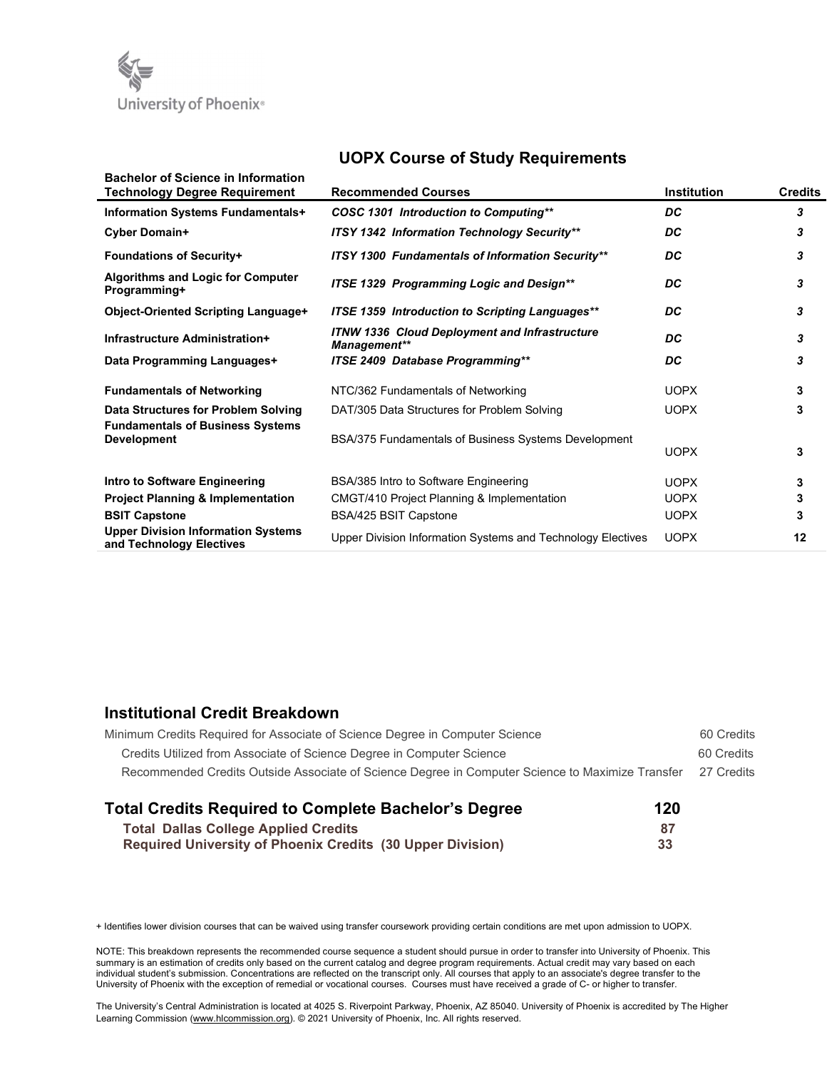University of Phoenix®

## UOPX Course of Study Requirements

| Bachelor of Science in Information Technology Degree Requirement | Recommended Courses | Institution | Credits |
|---|---|---|---|
| **Information Systems Fundamentals+** | ***COSC 1301 Introduction to Computing**** | ***DC*** | ***3*** |
| **Cyber Domain+** | ***ITSY 1342 Information Technology Security**** | ***DC*** | ***3*** |
| **Foundations of Security+** | ***ITSY 1300 Fundamentals of Information Security**** | ***DC*** | ***3*** |
| **Algorithms and Logic for Computer Programming+** | ***ITSE 1329 Programming Logic and Design**** | ***DC*** | ***3*** |
| **Object-Oriented Scripting Language+** | ***ITSE 1359 Introduction to Scripting Languages**** | ***DC*** | ***3*** |
| **Infrastructure Administration+** | ***ITNW 1336 Cloud Deployment and Infrastructure Management**** | ***DC*** | ***3*** |
| **Data Programming Languages+** | ***ITSE 2409 Database Programming**** | ***DC*** | ***3*** |
| **Fundamentals of Networking** | NTC/362 Fundamentals of Networking | UOPX | **3** |
| **Data Structures for Problem Solving** | DAT/305 Data Structures for Problem Solving | UOPX | **3** |
| **Fundamentals of Business Systems Development** | BSA/375 Fundamentals of Business Systems Development | UOPX | **3** |
| **Intro to Software Engineering** | BSA/385 Intro to Software Engineering | UOPX | **3** |
| **Project Planning & Implementation** | CMGT/410 Project Planning & Implementation | UOPX | **3** |
| **BSIT Capstone** | BSA/425 BSIT Capstone | UOPX | **3** |
| **Upper Division Information Systems and Technology Electives** | Upper Division Information Systems and Technology Electives | UOPX | **12** |

## Institutional Credit Breakdown

| | |
|---|---|
| Minimum Credits Required for Associate of Science Degree in Computer Science | 60 Credits |
| Credits Utilized from Associate of Science Degree in Computer Science | 60 Credits |
| Recommended Credits Outside Associate of Science Degree in Computer Science to Maximize Transfer | 27 Credits |

| | |
|---|---|
| **Total Credits Required to Complete Bachelor's Degree** | **120** |
| **Total Dallas College Applied Credits** | **87** |
| **Required University of Phoenix Credits (30 Upper Division)** | **33** |

+ Identifies lower division courses that can be waived using transfer coursework providing certain conditions are met upon admission to UOPX.

NOTE: This breakdown represents the recommended course sequence a student should pursue in order to transfer into University of Phoenix. This summary is an estimation of credits only based on the current catalog and degree program requirements. Actual credit may vary based on each individual student's submission. Concentrations are reflected on the transcript only. All courses that apply to an associate's degree transfer to the University of Phoenix with the exception of remedial or vocational courses. Courses must have received a grade of C- or higher to transfer.

The University's Central Administration is located at 4025 S. Riverpoint Parkway, Phoenix, AZ 85040. University of Phoenix is accredited by The Higher Learning Commission (www.hlcommission.org). © 2021 University of Phoenix, Inc. All rights reserved.